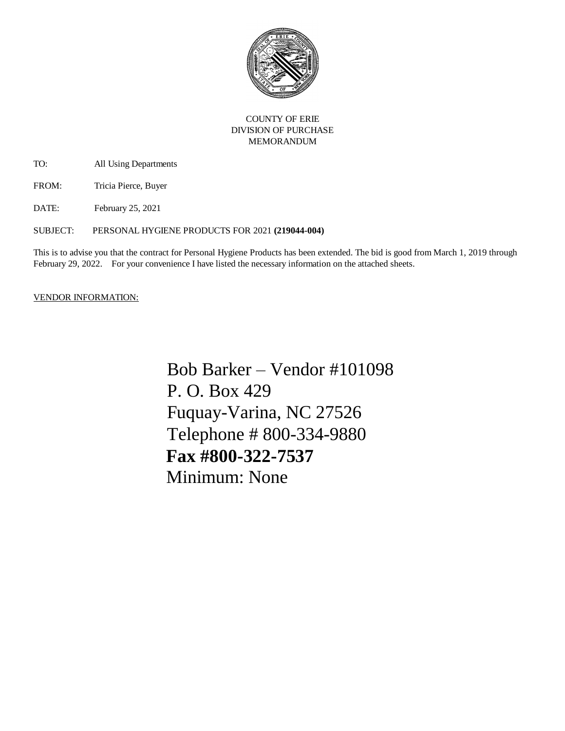COUNTY OF ERIE
DIVISION OF PURCHASE
MEMORANDUM

TO: All Using Departments

FROM: Tricia Pierce, Buyer

DATE: February 25, 2021

SUBJECT: PERSONAL HYGIENE PRODUCTS FOR 2021 **(219044-004)**

This is to advise you that the contract for Personal Hygiene Products has been extended. The bid is good from March 1, 2019 through February 29, 2022. For your convenience I have listed the necessary information on the attached sheets.

VENDOR INFORMATION:

Bob Barker – Vendor #101098
P. O. Box 429
Fuquay-Varina, NC 27526
Telephone # 800-334-9880
**Fax #800-322-7537**
Minimum: None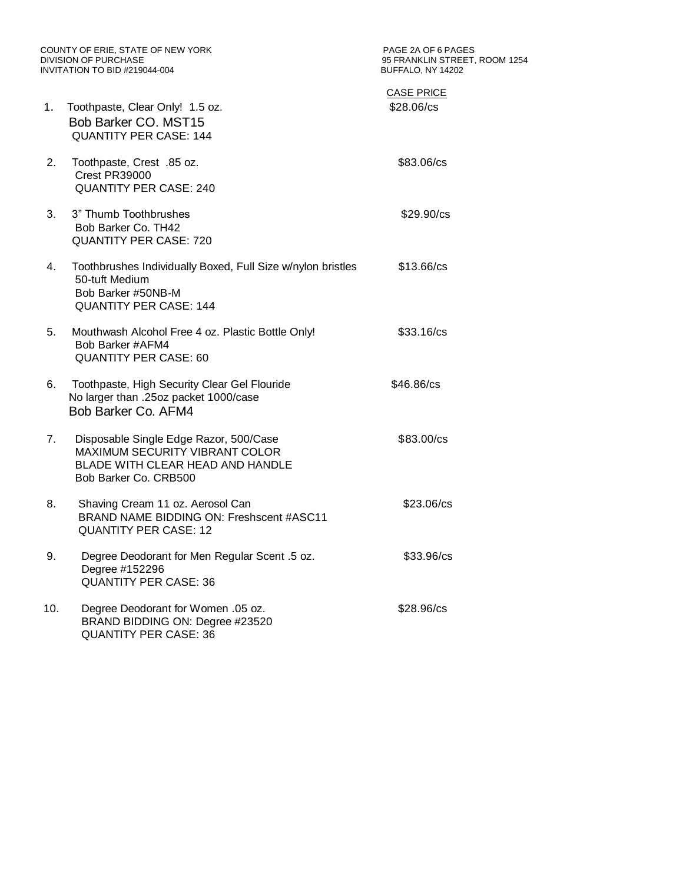COUNTY OF ERIE, STATE OF NEW YORK
DIVISION OF PURCHASE
INVITATION TO BID #219044-004

PAGE 2A OF 6 PAGES
95 FRANKLIN STREET, ROOM 1254
BUFFALO, NY 14202

| # | Item | CASE PRICE |
|---|---|---|
| 1. | Toothpaste, Clear Only! 1.5 oz.<br>Bob Barker CO. MST15<br>QUANTITY PER CASE: 144 | $28.06/cs |
| 2. | Toothpaste, Crest .85 oz.<br>Crest PR39000<br>QUANTITY PER CASE: 240 | $83.06/cs |
| 3. | 3" Thumb Toothbrushes<br>Bob Barker Co. TH42<br>QUANTITY PER CASE: 720 | $29.90/cs |
| 4. | Toothbrushes Individually Boxed, Full Size w/nylon bristles<br>50-tuft Medium<br>Bob Barker #50NB-M<br>QUANTITY PER CASE: 144 | $13.66/cs |
| 5. | Mouthwash Alcohol Free 4 oz. Plastic Bottle Only!<br>Bob Barker #AFM4<br>QUANTITY PER CASE: 60 | $33.16/cs |
| 6. | Toothpaste, High Security Clear Gel Flouride<br>No larger than .25oz packet 1000/case<br>Bob Barker Co. AFM4 | $46.86/cs |
| 7. | Disposable Single Edge Razor, 500/Case<br>MAXIMUM SECURITY VIBRANT COLOR<br>BLADE WITH CLEAR HEAD AND HANDLE<br>Bob Barker Co. CRB500 | $83.00/cs |
| 8. | Shaving Cream 11 oz. Aerosol Can<br>BRAND NAME BIDDING ON: Freshscent #ASC11<br>QUANTITY PER CASE: 12 | $23.06/cs |
| 9. | Degree Deodorant for Men Regular Scent .5 oz.<br>Degree #152296<br>QUANTITY PER CASE: 36 | $33.96/cs |
| 10. | Degree Deodorant for Women .05 oz.<br>BRAND BIDDING ON: Degree #23520<br>QUANTITY PER CASE: 36 | $28.96/cs |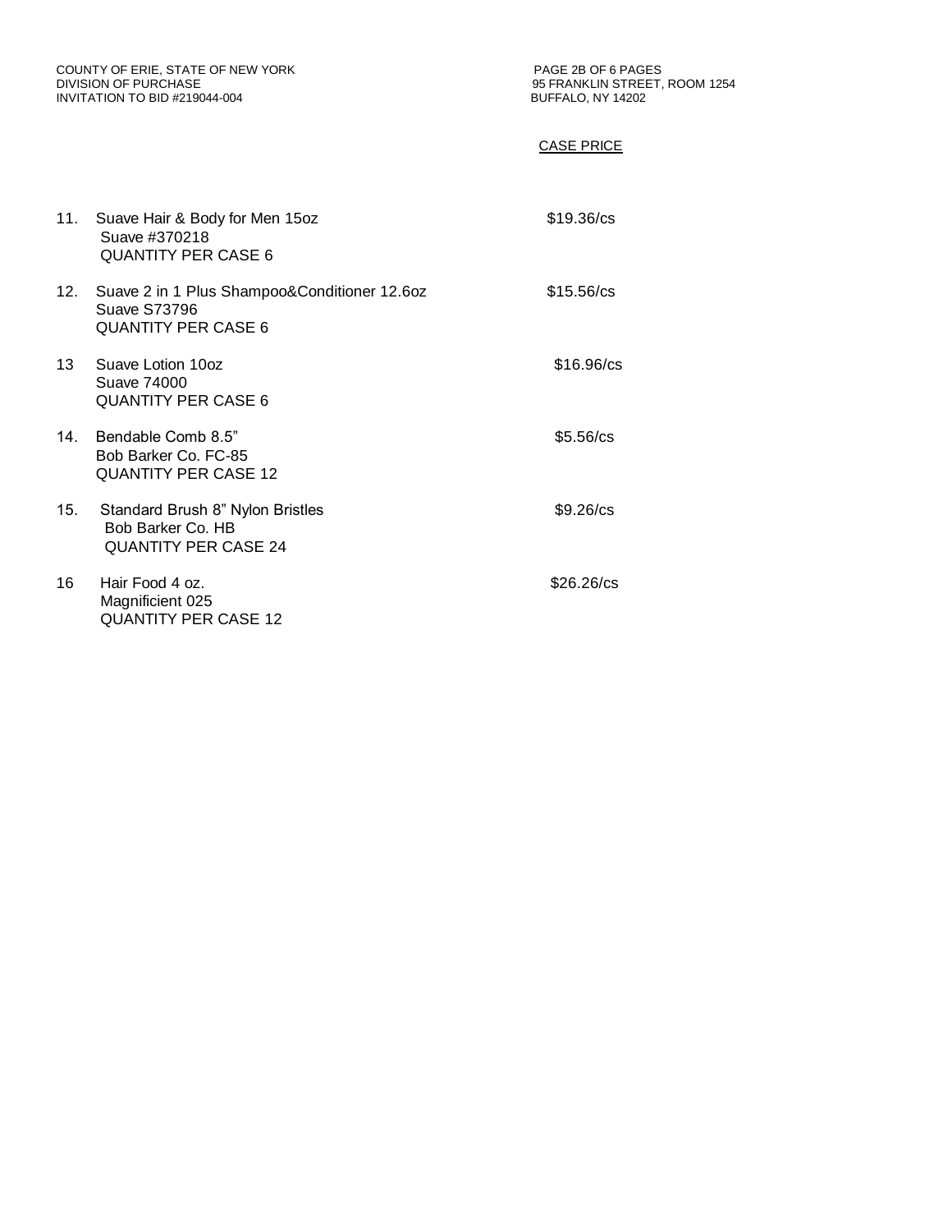CASE PRICE

11. Suave Hair & Body for Men 15oz — $19.36/cs
    Suave #370218
    QUANTITY PER CASE 6

12. Suave 2 in 1 Plus Shampoo&Conditioner 12.6oz — $15.56/cs
    Suave S73796
    QUANTITY PER CASE 6

13 Suave Lotion 10oz — $16.96/cs
    Suave 74000
    QUANTITY PER CASE 6

14. Bendable Comb 8.5" — $5.56/cs
    Bob Barker Co. FC-85
    QUANTITY PER CASE 12

15. Standard Brush 8" Nylon Bristles — $9.26/cs
    Bob Barker Co. HB
    QUANTITY PER CASE 24

16 Hair Food 4 oz. — $26.26/cs
    Magnificient 025
    QUANTITY PER CASE 12